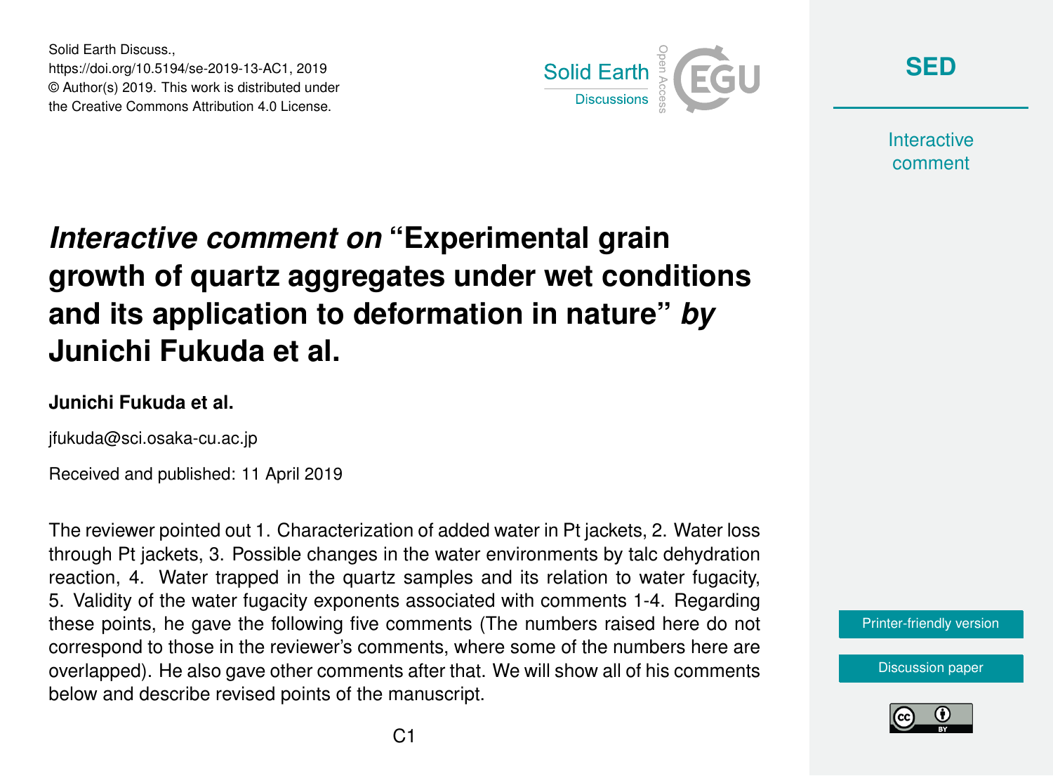Solid Earth Discuss.,
https://doi.org/10.5194/se-2019-13-AC1, 2019
© Author(s) 2019. This work is distributed under
the Creative Commons Attribution 4.0 License.

# *Interactive comment on* "Experimental grain growth of quartz aggregates under wet conditions and its application to deformation in nature" *by* Junichi Fukuda et al.

**Junichi Fukuda et al.**

jfukuda@sci.osaka-cu.ac.jp

Received and published: 11 April 2019

The reviewer pointed out 1. Characterization of added water in Pt jackets, 2. Water loss through Pt jackets, 3. Possible changes in the water environments by talc dehydration reaction, 4. Water trapped in the quartz samples and its relation to water fugacity, 5. Validity of the water fugacity exponents associated with comments 1-4. Regarding these points, he gave the following five comments (The numbers raised here do not correspond to those in the reviewer's comments, where some of the numbers here are overlapped). He also gave other comments after that. We will show all of his comments below and describe revised points of the manuscript.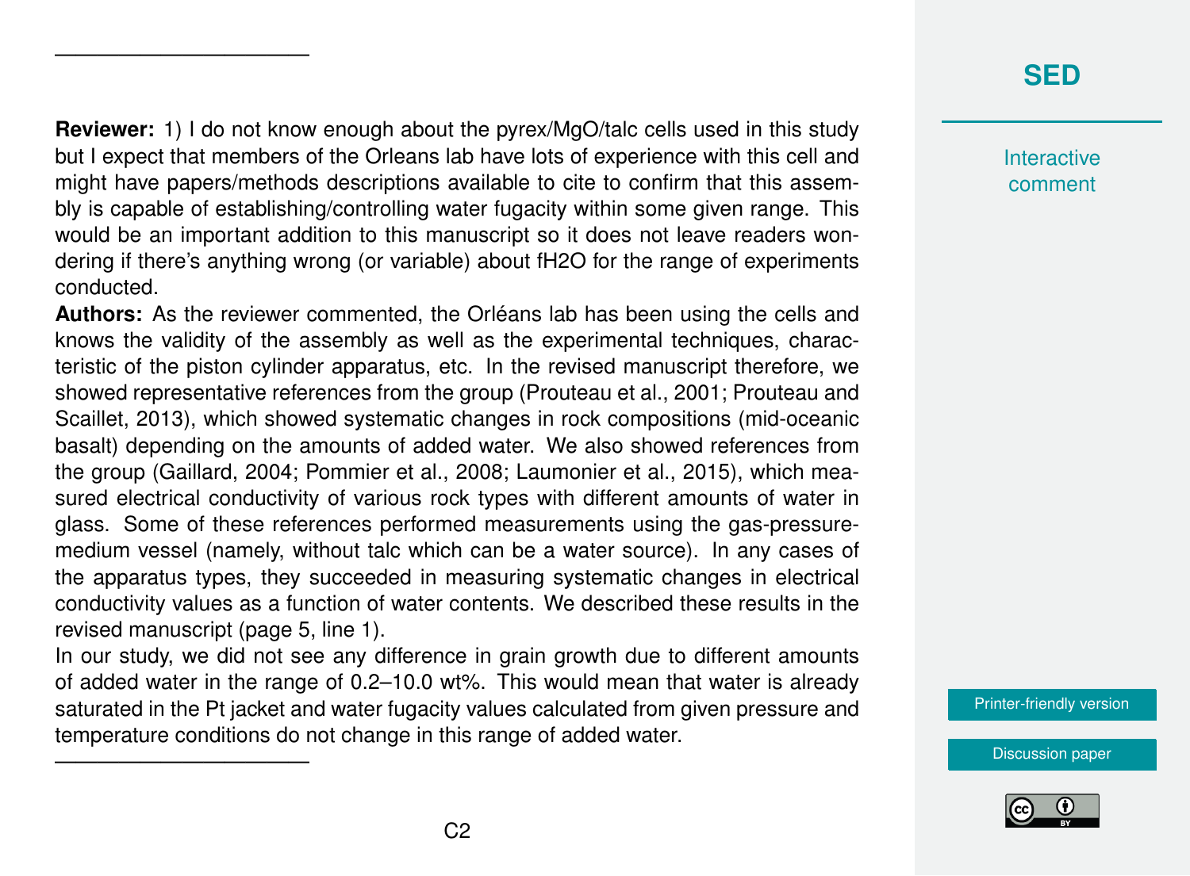---

**Reviewer:** 1) I do not know enough about the pyrex/MgO/talc cells used in this study but I expect that members of the Orleans lab have lots of experience with this cell and might have papers/methods descriptions available to cite to confirm that this assembly is capable of establishing/controlling water fugacity within some given range. This would be an important addition to this manuscript so it does not leave readers wondering if there's anything wrong (or variable) about $fH_2O$ for the range of experiments conducted.

**Authors:** As the reviewer commented, the Orléans lab has been using the cells and knows the validity of the assembly as well as the experimental techniques, characteristic of the piston cylinder apparatus, etc. In the revised manuscript therefore, we showed representative references from the group (Prouteau et al., 2001; Prouteau and Scaillet, 2013), which showed systematic changes in rock compositions (mid-oceanic basalt) depending on the amounts of added water. We also showed references from the group (Gaillard, 2004; Pommier et al., 2008; Laumonier et al., 2015), which measured electrical conductivity of various rock types with different amounts of water in glass. Some of these references performed measurements using the gas-pressure-medium vessel (namely, without talc which can be a water source). In any cases of the apparatus types, they succeeded in measuring systematic changes in electrical conductivity values as a function of water contents. We described these results in the revised manuscript (page 5, line 1).

In our study, we did not see any difference in grain growth due to different amounts of added water in the range of 0.2–10.0 wt%. This would mean that water is already saturated in the Pt jacket and water fugacity values calculated from given pressure and temperature conditions do not change in this range of added water.

---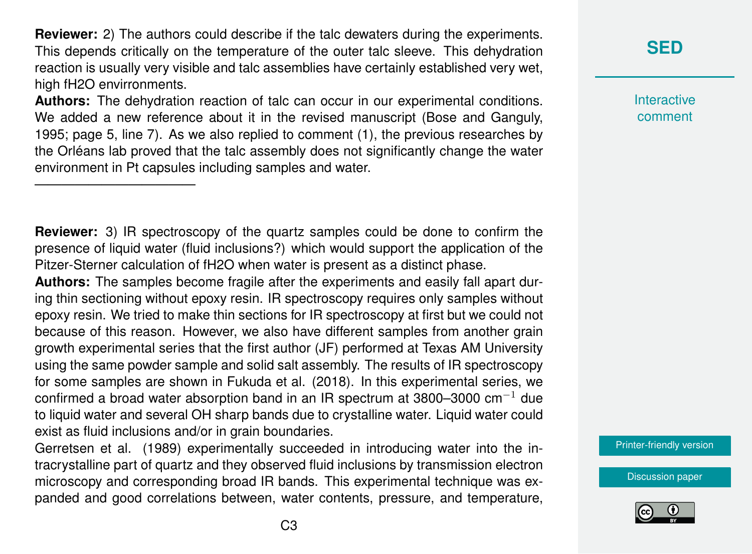**Reviewer:** 2) The authors could describe if the talc dewaters during the experiments. This depends critically on the temperature of the outer talc sleeve. This dehydration reaction is usually very visible and talc assemblies have certainly established very wet, high fH2O envirronments.

**Authors:** The dehydration reaction of talc can occur in our experimental conditions. We added a new reference about it in the revised manuscript (Bose and Ganguly, 1995; page 5, line 7). As we also replied to comment (1), the previous researches by the Orléans lab proved that the talc assembly does not significantly change the water environment in Pt capsules including samples and water.

---

**Reviewer:** 3) IR spectroscopy of the quartz samples could be done to confirm the presence of liquid water (fluid inclusions?) which would support the application of the Pitzer-Sterner calculation of fH2O when water is present as a distinct phase.

**Authors:** The samples become fragile after the experiments and easily fall apart during thin sectioning without epoxy resin. IR spectroscopy requires only samples without epoxy resin. We tried to make thin sections for IR spectroscopy at first but we could not because of this reason. However, we also have different samples from another grain growth experimental series that the first author (JF) performed at Texas AM University using the same powder sample and solid salt assembly. The results of IR spectroscopy for some samples are shown in Fukuda et al. (2018). In this experimental series, we confirmed a broad water absorption band in an IR spectrum at 3800–3000 $cm^{-1}$ due to liquid water and several OH sharp bands due to crystalline water. Liquid water could exist as fluid inclusions and/or in grain boundaries.

Gerretsen et al. (1989) experimentally succeeded in introducing water into the intracrystalline part of quartz and they observed fluid inclusions by transmission electron microscopy and corresponding broad IR bands. This experimental technique was expanded and good correlations between, water contents, pressure, and temperature,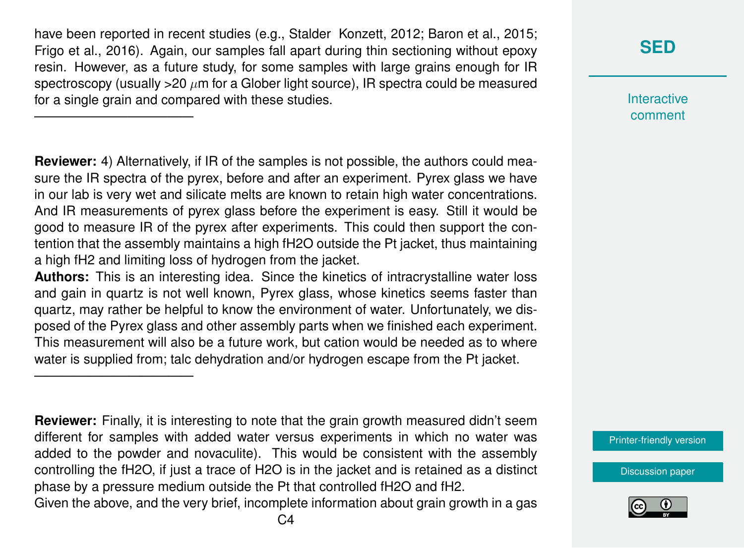have been reported in recent studies (e.g., Stalder Konzett, 2012; Baron et al., 2015; Frigo et al., 2016). Again, our samples fall apart during thin sectioning without epoxy resin. However, as a future study, for some samples with large grains enough for IR spectroscopy (usually >20 $\mu$m for a Glober light source), IR spectra could be measured for a single grain and compared with these studies.

---

**Reviewer:** 4) Alternatively, if IR of the samples is not possible, the authors could measure the IR spectra of the pyrex, before and after an experiment. Pyrex glass we have in our lab is very wet and silicate melts are known to retain high water concentrations. And IR measurements of pyrex glass before the experiment is easy. Still it would be good to measure IR of the pyrex after experiments. This could then support the contention that the assembly maintains a high fH2O outside the Pt jacket, thus maintaining a high fH2 and limiting loss of hydrogen from the jacket.

**Authors:** This is an interesting idea. Since the kinetics of intracrystalline water loss and gain in quartz is not well known, Pyrex glass, whose kinetics seems faster than quartz, may rather be helpful to know the environment of water. Unfortunately, we disposed of the Pyrex glass and other assembly parts when we finished each experiment. This measurement will also be a future work, but cation would be needed as to where water is supplied from; talc dehydration and/or hydrogen escape from the Pt jacket.

---

**Reviewer:** Finally, it is interesting to note that the grain growth measured didn't seem different for samples with added water versus experiments in which no water was added to the powder and novaculite). This would be consistent with the assembly controlling the fH2O, if just a trace of H2O is in the jacket and is retained as a distinct phase by a pressure medium outside the Pt that controlled fH2O and fH2.

Given the above, and the very brief, incomplete information about grain growth in a gas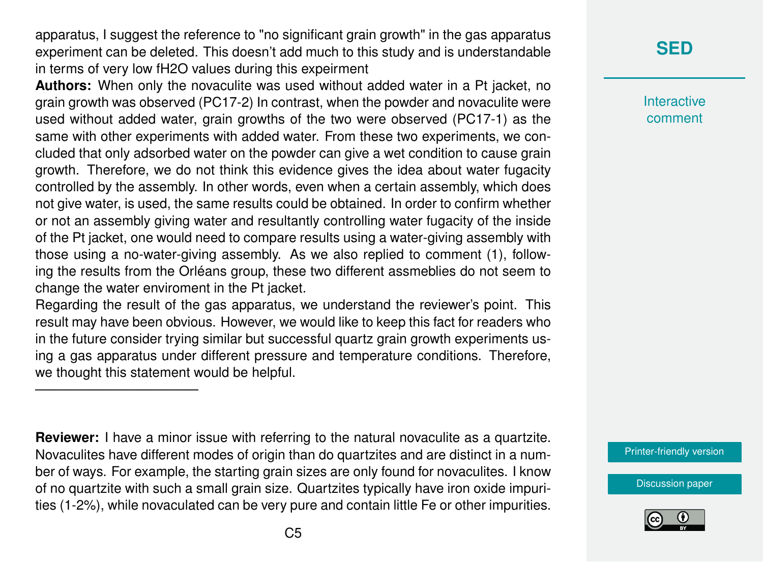apparatus, I suggest the reference to "no significant grain growth" in the gas apparatus experiment can be deleted. This doesn't add much to this study and is understandable in terms of very low $fH_2O$ values during this expeirment

**Authors:** When only the novaculite was used without added water in a Pt jacket, no grain growth was observed (PC17-2) In contrast, when the powder and novaculite were used without added water, grain growths of the two were observed (PC17-1) as the same with other experiments with added water. From these two experiments, we concluded that only adsorbed water on the powder can give a wet condition to cause grain growth. Therefore, we do not think this evidence gives the idea about water fugacity controlled by the assembly. In other words, even when a certain assembly, which does not give water, is used, the same results could be obtained. In order to confirm whether or not an assembly giving water and resultantly controlling water fugacity of the inside of the Pt jacket, one would need to compare results using a water-giving assembly with those using a no-water-giving assembly. As we also replied to comment (1), following the results from the Orléans group, these two different assmeblies do not seem to change the water enviroment in the Pt jacket.

Regarding the result of the gas apparatus, we understand the reviewer's point. This result may have been obvious. However, we would like to keep this fact for readers who in the future consider trying similar but successful quartz grain growth experiments using a gas apparatus under different pressure and temperature conditions. Therefore, we thought this statement would be helpful.

---

**Reviewer:** I have a minor issue with referring to the natural novaculite as a quartzite. Novaculites have different modes of origin than do quartzites and are distinct in a number of ways. For example, the starting grain sizes are only found for novaculites. I know of no quartzite with such a small grain size. Quartzites typically have iron oxide impurities (1-2%), while novaculated can be very pure and contain little Fe or other impurities.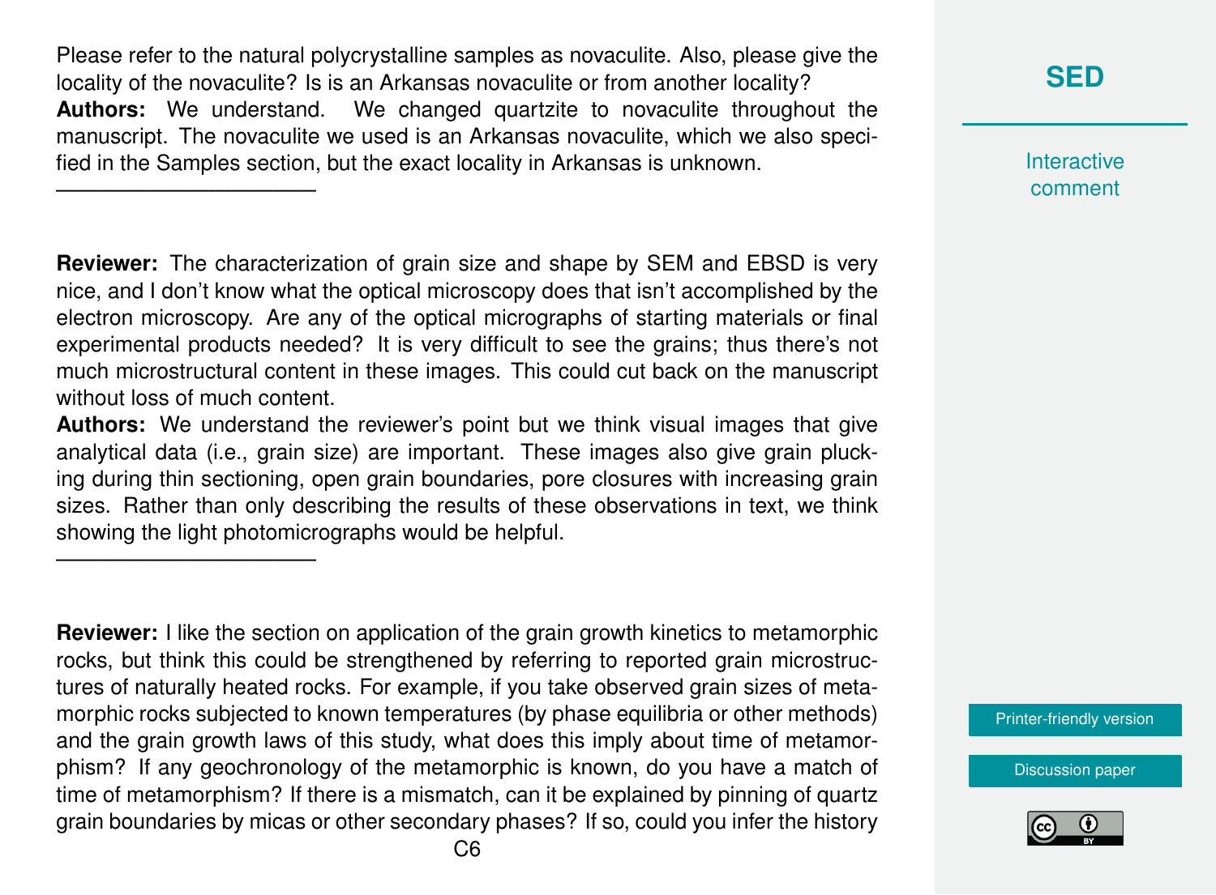Please refer to the natural polycrystalline samples as novaculite. Also, please give the locality of the novaculite? Is is an Arkansas novaculite or from another locality?

**Authors:** We understand. We changed quartzite to novaculite throughout the manuscript. The novaculite we used is an Arkansas novaculite, which we also specified in the Samples section, but the exact locality in Arkansas is unknown.

---

**Reviewer:** The characterization of grain size and shape by SEM and EBSD is very nice, and I don't know what the optical microscopy does that isn't accomplished by the electron microscopy. Are any of the optical micrographs of starting materials or final experimental products needed? It is very difficult to see the grains; thus there's not much microstructural content in these images. This could cut back on the manuscript without loss of much content.

**Authors:** We understand the reviewer's point but we think visual images that give analytical data (i.e., grain size) are important. These images also give grain plucking during thin sectioning, open grain boundaries, pore closures with increasing grain sizes. Rather than only describing the results of these observations in text, we think showing the light photomicrographs would be helpful.

---

**Reviewer:** I like the section on application of the grain growth kinetics to metamorphic rocks, but think this could be strengthened by referring to reported grain microstructures of naturally heated rocks. For example, if you take observed grain sizes of metamorphic rocks subjected to known temperatures (by phase equilibria or other methods) and the grain growth laws of this study, what does this imply about time of metamorphism? If any geochronology of the metamorphic is known, do you have a match of time of metamorphism? If there is a mismatch, can it be explained by pinning of quartz grain boundaries by micas or other secondary phases? If so, could you infer the history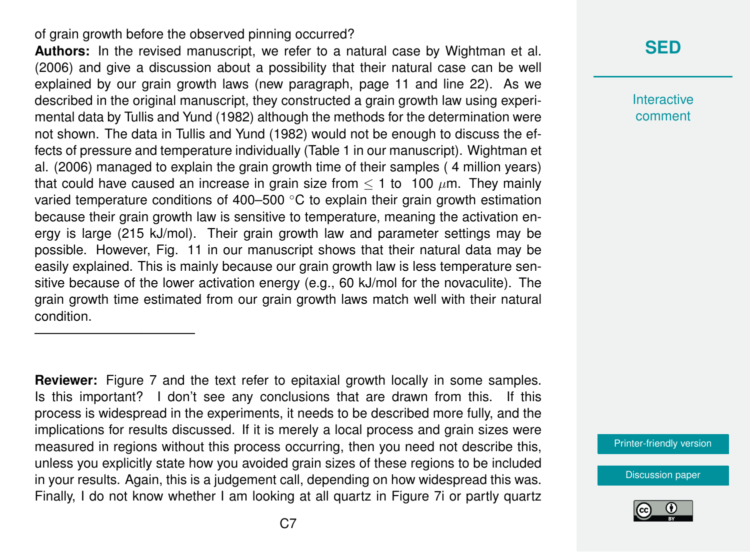of grain growth before the observed pinning occurred?

**Authors:** In the revised manuscript, we refer to a natural case by Wightman et al. (2006) and give a discussion about a possibility that their natural case can be well explained by our grain growth laws (new paragraph, page 11 and line 22). As we described in the original manuscript, they constructed a grain growth law using experimental data by Tullis and Yund (1982) although the methods for the determination were not shown. The data in Tullis and Yund (1982) would not be enough to discuss the effects of pressure and temperature individually (Table 1 in our manuscript). Wightman et al. (2006) managed to explain the grain growth time of their samples ( 4 million years) that could have caused an increase in grain size from $\leq 1$ to 100 $\mu$m. They mainly varied temperature conditions of 400–500 °C to explain their grain growth estimation because their grain growth law is sensitive to temperature, meaning the activation energy is large (215 kJ/mol). Their grain growth law and parameter settings may be possible. However, Fig. 11 in our manuscript shows that their natural data may be easily explained. This is mainly because our grain growth law is less temperature sensitive because of the lower activation energy (e.g., 60 kJ/mol for the novaculite). The grain growth time estimated from our grain growth laws match well with their natural condition.

---

**Reviewer:** Figure 7 and the text refer to epitaxial growth locally in some samples. Is this important? I don't see any conclusions that are drawn from this. If this process is widespread in the experiments, it needs to be described more fully, and the implications for results discussed. If it is merely a local process and grain sizes were measured in regions without this process occurring, then you need not describe this, unless you explicitly state how you avoided grain sizes of these regions to be included in your results. Again, this is a judgement call, depending on how widespread this was. Finally, I do not know whether I am looking at all quartz in Figure 7i or partly quartz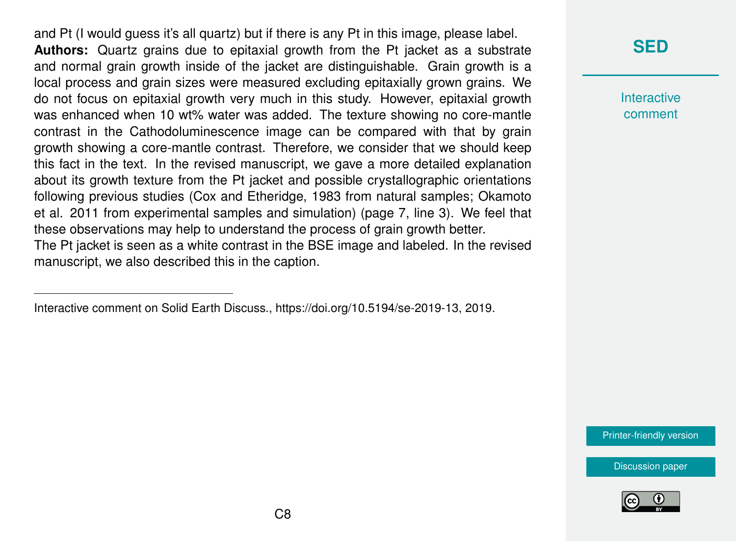and Pt (I would guess it's all quartz) but if there is any Pt in this image, please label.

**Authors:** Quartz grains due to epitaxial growth from the Pt jacket as a substrate and normal grain growth inside of the jacket are distinguishable. Grain growth is a local process and grain sizes were measured excluding epitaxially grown grains. We do not focus on epitaxial growth very much in this study. However, epitaxial growth was enhanced when 10 wt% water was added. The texture showing no core-mantle contrast in the Cathodoluminescence image can be compared with that by grain growth showing a core-mantle contrast. Therefore, we consider that we should keep this fact in the text. In the revised manuscript, we gave a more detailed explanation about its growth texture from the Pt jacket and possible crystallographic orientations following previous studies (Cox and Etheridge, 1983 from natural samples; Okamoto et al. 2011 from experimental samples and simulation) (page 7, line 3). We feel that these observations may help to understand the process of grain growth better.

The Pt jacket is seen as a white contrast in the BSE image and labeled. In the revised manuscript, we also described this in the caption.

---

Interactive comment on Solid Earth Discuss., https://doi.org/10.5194/se-2019-13, 2019.